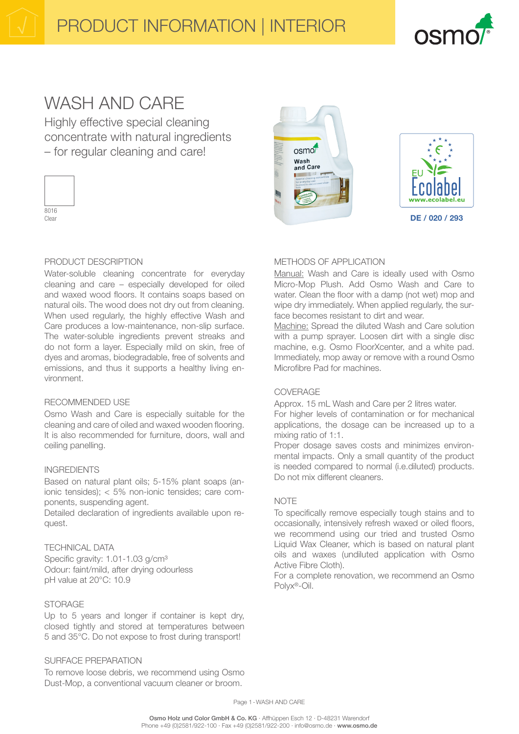# PRODUCT INFORMATION | INTERIOR

## WASH AND CARE

Highly effective special cleaning concentrate with natural ingredients – for regular cleaning and care!

8016
Clear

DE / 020 / 293

### PRODUCT DESCRIPTION

Water-soluble cleaning concentrate for everyday cleaning and care – especially developed for oiled and waxed wood floors. It contains soaps based on natural oils. The wood does not dry out from cleaning. When used regularly, the highly effective Wash and Care produces a low-maintenance, non-slip surface. The water-soluble ingredients prevent streaks and do not form a layer. Especially mild on skin, free of dyes and aromas, biodegradable, free of solvents and emissions, and thus it supports a healthy living environment.

### RECOMMENDED USE

Osmo Wash and Care is especially suitable for the cleaning and care of oiled and waxed wooden flooring. It is also recommended for furniture, doors, wall and ceiling panelling.

### INGREDIENTS

Based on natural plant oils; 5-15% plant soaps (anionic tensides); < 5% non-ionic tensides; care components, suspending agent.

Detailed declaration of ingredients available upon request.

### TECHNICAL DATA

Specific gravity: 1.01-1.03 g/cm³
Odour: faint/mild, after drying odourless
pH value at 20°C: 10.9

### STORAGE

Up to 5 years and longer if container is kept dry, closed tightly and stored at temperatures between 5 and 35°C. Do not expose to frost during transport!

### SURFACE PREPARATION

To remove loose debris, we recommend using Osmo Dust-Mop, a conventional vacuum cleaner or broom.

### METHODS OF APPLICATION

Manual: Wash and Care is ideally used with Osmo Micro-Mop Plush. Add Osmo Wash and Care to water. Clean the floor with a damp (not wet) mop and wipe dry immediately. When applied regularly, the surface becomes resistant to dirt and wear.

Machine: Spread the diluted Wash and Care solution with a pump sprayer. Loosen dirt with a single disc machine, e.g. Osmo FloorXcenter, and a white pad. Immediately, mop away or remove with a round Osmo Microfibre Pad for machines.

### COVERAGE

Approx. 15 mL Wash and Care per 2 litres water.

For higher levels of contamination or for mechanical applications, the dosage can be increased up to a mixing ratio of 1:1.

Proper dosage saves costs and minimizes environmental impacts. Only a small quantity of the product is needed compared to normal (i.e.diluted) products. Do not mix different cleaners.

### NOTE

To specifically remove especially tough stains and to occasionally, intensively refresh waxed or oiled floors, we recommend using our tried and trusted Osmo Liquid Wax Cleaner, which is based on natural plant oils and waxes (undiluted application with Osmo Active Fibre Cloth).

For a complete renovation, we recommend an Osmo Polyx®-Oil.

**Osmo Holz und Color GmbH & Co. KG** · Affhüppen Esch 12 · D-48231 Warendorf
Phone +49 (0)2581/922-100 · Fax +49 (0)2581/922-200 · info@osmo.de · **www.osmo.de**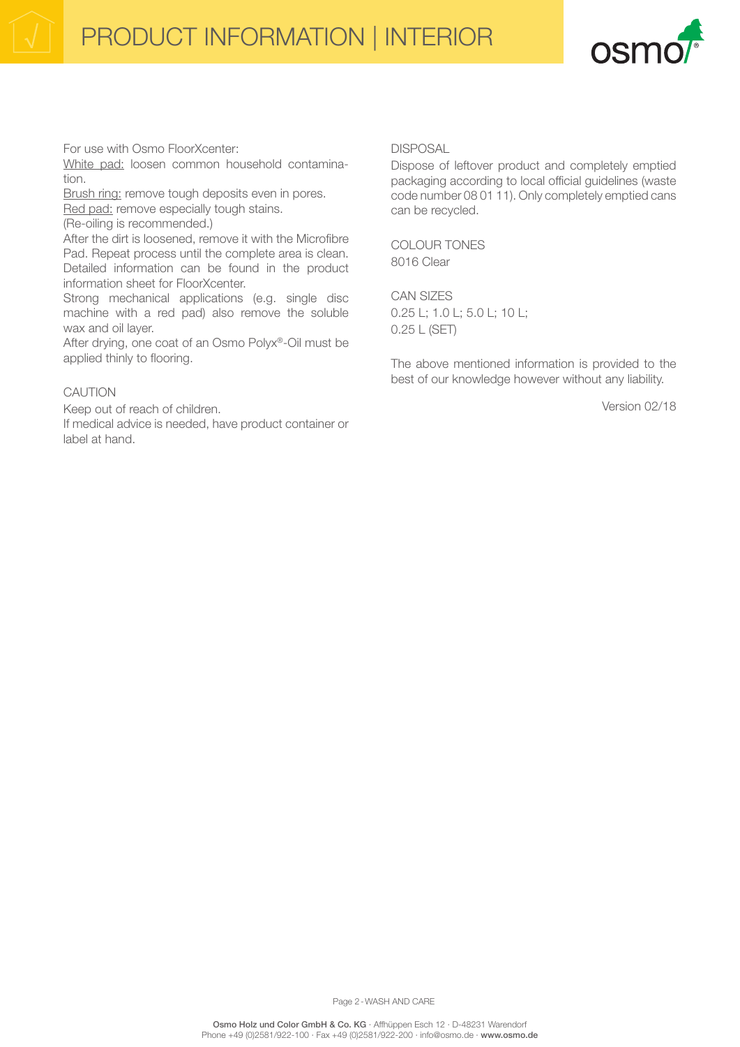For use with Osmo FloorXcenter:
White pad: loosen common household contamination.
Brush ring: remove tough deposits even in pores.
Red pad: remove especially tough stains.
(Re-oiling is recommended.)
After the dirt is loosened, remove it with the Microfibre Pad. Repeat process until the complete area is clean. Detailed information can be found in the product information sheet for FloorXcenter.
Strong mechanical applications (e.g. single disc machine with a red pad) also remove the soluble wax and oil layer.
After drying, one coat of an Osmo Polyx®-Oil must be applied thinly to flooring.

## CAUTION

Keep out of reach of children.
If medical advice is needed, have product container or label at hand.

## DISPOSAL

Dispose of leftover product and completely emptied packaging according to local official guidelines (waste code number 08 01 11). Only completely emptied cans can be recycled.

## COLOUR TONES

8016 Clear

## CAN SIZES

0.25 L; 1.0 L; 5.0 L; 10 L;
0.25 L (SET)

The above mentioned information is provided to the best of our knowledge however without any liability.

Version 02/18

**Osmo Holz und Color GmbH & Co. KG** · Affhüppen Esch 12 · D-48231 Warendorf
Phone +49 (0)2581/922-100 · Fax +49 (0)2581/922-200 · info@osmo.de · **www.osmo.de**